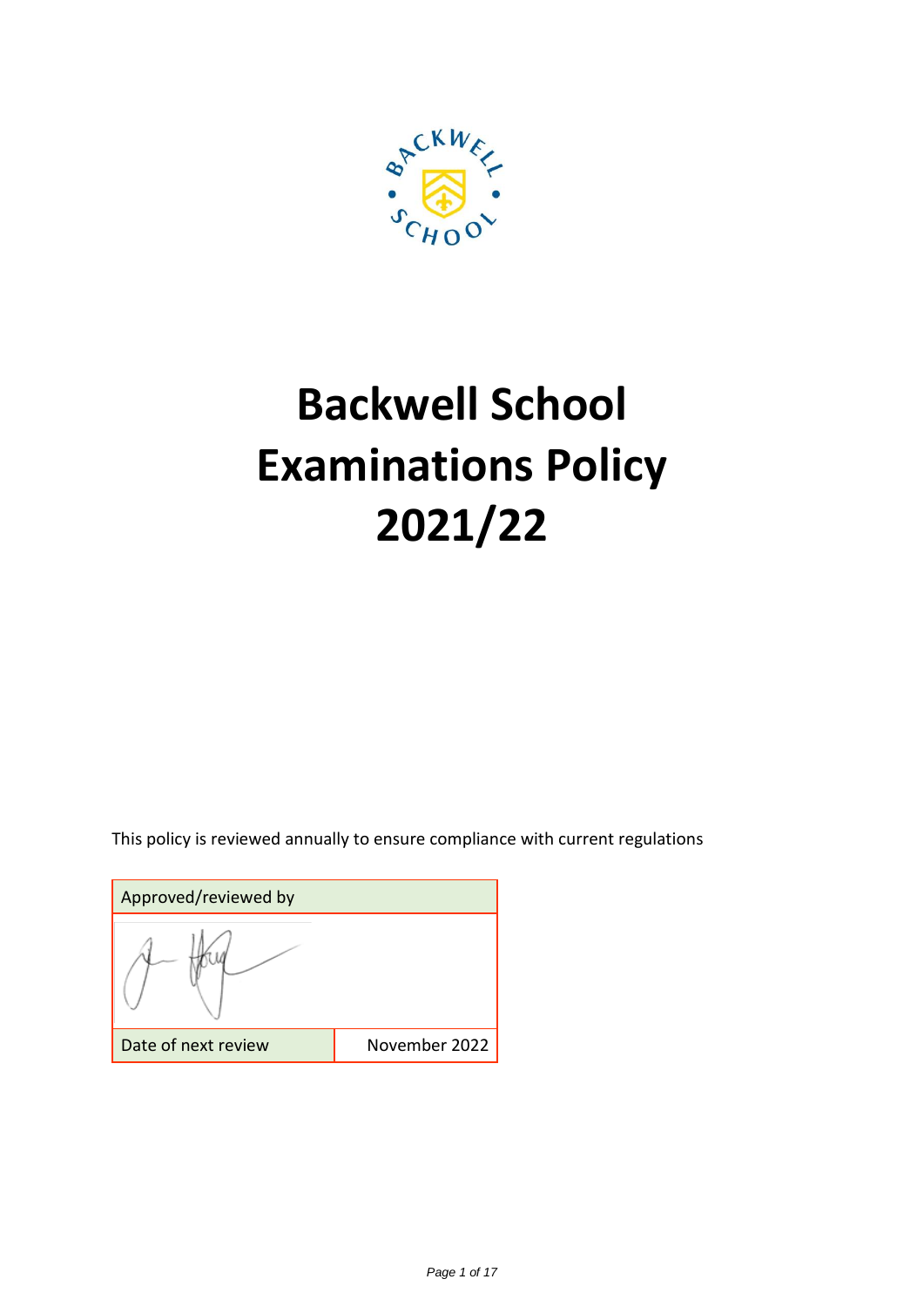# Backwell School Examinations Policy 2021/22

This policy is reviewed annually to ensure compliance with current regulations

| Approved/reviewed by | |
| --- | --- |
| | |
| Date of next review | November 2022 |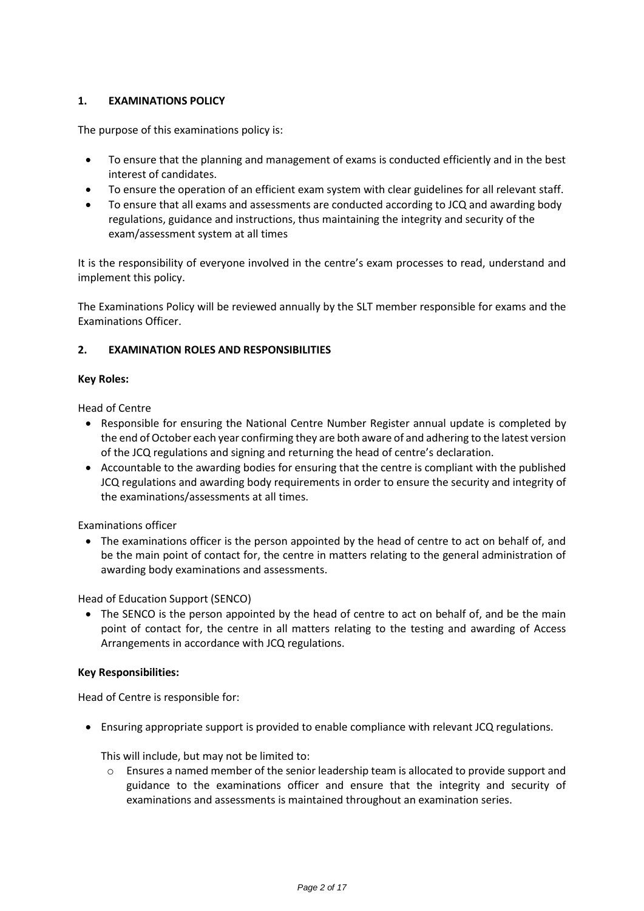## 1. EXAMINATIONS POLICY

The purpose of this examinations policy is:

- To ensure that the planning and management of exams is conducted efficiently and in the best interest of candidates.
- To ensure the operation of an efficient exam system with clear guidelines for all relevant staff.
- To ensure that all exams and assessments are conducted according to JCQ and awarding body regulations, guidance and instructions, thus maintaining the integrity and security of the exam/assessment system at all times

It is the responsibility of everyone involved in the centre's exam processes to read, understand and implement this policy.

The Examinations Policy will be reviewed annually by the SLT member responsible for exams and the Examinations Officer.

## 2. EXAMINATION ROLES AND RESPONSIBILITIES

**Key Roles:**

Head of Centre

- Responsible for ensuring the National Centre Number Register annual update is completed by the end of October each year confirming they are both aware of and adhering to the latest version of the JCQ regulations and signing and returning the head of centre's declaration.
- Accountable to the awarding bodies for ensuring that the centre is compliant with the published JCQ regulations and awarding body requirements in order to ensure the security and integrity of the examinations/assessments at all times.

Examinations officer

- The examinations officer is the person appointed by the head of centre to act on behalf of, and be the main point of contact for, the centre in matters relating to the general administration of awarding body examinations and assessments.

Head of Education Support (SENCO)

- The SENCO is the person appointed by the head of centre to act on behalf of, and be the main point of contact for, the centre in all matters relating to the testing and awarding of Access Arrangements in accordance with JCQ regulations.

**Key Responsibilities:**

Head of Centre is responsible for:

- Ensuring appropriate support is provided to enable compliance with relevant JCQ regulations.

  This will include, but may not be limited to:

  - Ensures a named member of the senior leadership team is allocated to provide support and guidance to the examinations officer and ensure that the integrity and security of examinations and assessments is maintained throughout an examination series.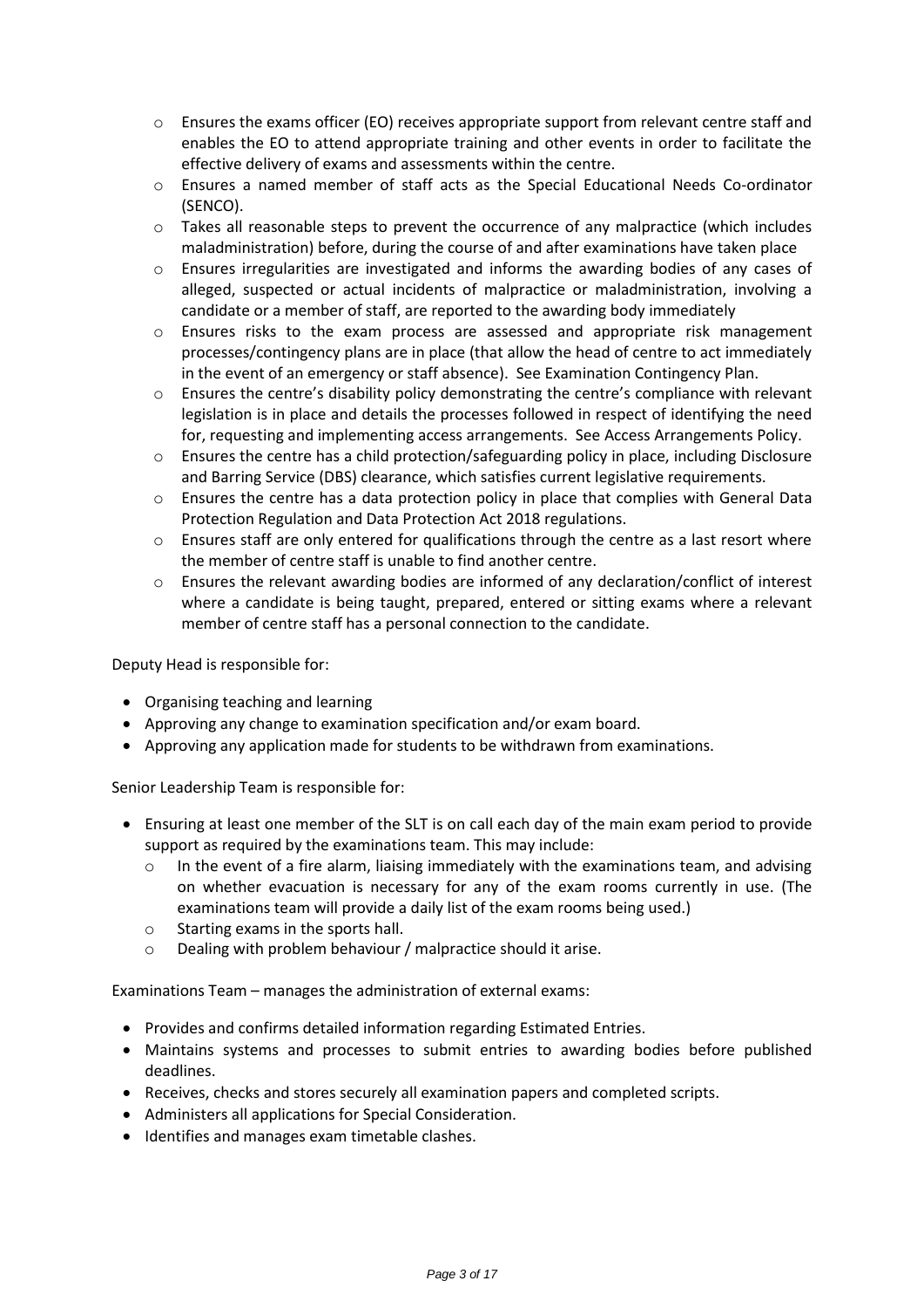- Ensures the exams officer (EO) receives appropriate support from relevant centre staff and enables the EO to attend appropriate training and other events in order to facilitate the effective delivery of exams and assessments within the centre.
- Ensures a named member of staff acts as the Special Educational Needs Co-ordinator (SENCO).
- Takes all reasonable steps to prevent the occurrence of any malpractice (which includes maladministration) before, during the course of and after examinations have taken place
- Ensures irregularities are investigated and informs the awarding bodies of any cases of alleged, suspected or actual incidents of malpractice or maladministration, involving a candidate or a member of staff, are reported to the awarding body immediately
- Ensures risks to the exam process are assessed and appropriate risk management processes/contingency plans are in place (that allow the head of centre to act immediately in the event of an emergency or staff absence). See Examination Contingency Plan.
- Ensures the centre's disability policy demonstrating the centre's compliance with relevant legislation is in place and details the processes followed in respect of identifying the need for, requesting and implementing access arrangements. See Access Arrangements Policy.
- Ensures the centre has a child protection/safeguarding policy in place, including Disclosure and Barring Service (DBS) clearance, which satisfies current legislative requirements.
- Ensures the centre has a data protection policy in place that complies with General Data Protection Regulation and Data Protection Act 2018 regulations.
- Ensures staff are only entered for qualifications through the centre as a last resort where the member of centre staff is unable to find another centre.
- Ensures the relevant awarding bodies are informed of any declaration/conflict of interest where a candidate is being taught, prepared, entered or sitting exams where a relevant member of centre staff has a personal connection to the candidate.

Deputy Head is responsible for:

- Organising teaching and learning
- Approving any change to examination specification and/or exam board.
- Approving any application made for students to be withdrawn from examinations.

Senior Leadership Team is responsible for:

- Ensuring at least one member of the SLT is on call each day of the main exam period to provide support as required by the examinations team. This may include:
  - In the event of a fire alarm, liaising immediately with the examinations team, and advising on whether evacuation is necessary for any of the exam rooms currently in use. (The examinations team will provide a daily list of the exam rooms being used.)
  - Starting exams in the sports hall.
  - Dealing with problem behaviour / malpractice should it arise.

Examinations Team – manages the administration of external exams:

- Provides and confirms detailed information regarding Estimated Entries.
- Maintains systems and processes to submit entries to awarding bodies before published deadlines.
- Receives, checks and stores securely all examination papers and completed scripts.
- Administers all applications for Special Consideration.
- Identifies and manages exam timetable clashes.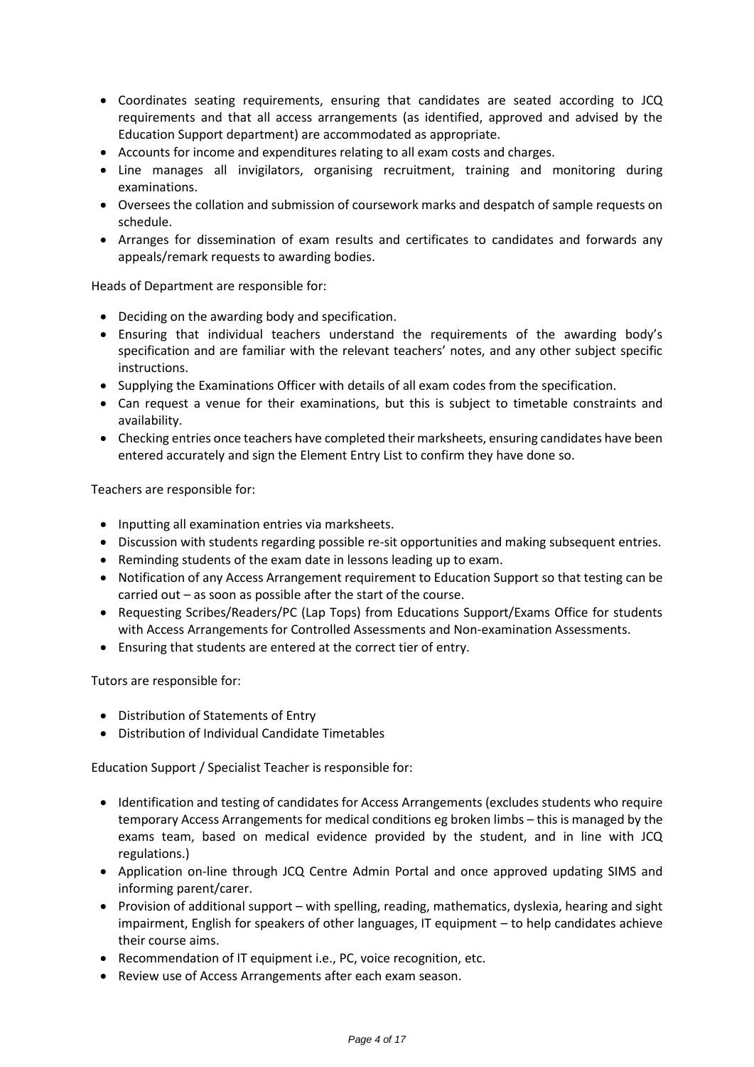- Coordinates seating requirements, ensuring that candidates are seated according to JCQ requirements and that all access arrangements (as identified, approved and advised by the Education Support department) are accommodated as appropriate.
- Accounts for income and expenditures relating to all exam costs and charges.
- Line manages all invigilators, organising recruitment, training and monitoring during examinations.
- Oversees the collation and submission of coursework marks and despatch of sample requests on schedule.
- Arranges for dissemination of exam results and certificates to candidates and forwards any appeals/remark requests to awarding bodies.

Heads of Department are responsible for:

- Deciding on the awarding body and specification.
- Ensuring that individual teachers understand the requirements of the awarding body's specification and are familiar with the relevant teachers' notes, and any other subject specific instructions.
- Supplying the Examinations Officer with details of all exam codes from the specification.
- Can request a venue for their examinations, but this is subject to timetable constraints and availability.
- Checking entries once teachers have completed their marksheets, ensuring candidates have been entered accurately and sign the Element Entry List to confirm they have done so.

Teachers are responsible for:

- Inputting all examination entries via marksheets.
- Discussion with students regarding possible re-sit opportunities and making subsequent entries.
- Reminding students of the exam date in lessons leading up to exam.
- Notification of any Access Arrangement requirement to Education Support so that testing can be carried out – as soon as possible after the start of the course.
- Requesting Scribes/Readers/PC (Lap Tops) from Educations Support/Exams Office for students with Access Arrangements for Controlled Assessments and Non-examination Assessments.
- Ensuring that students are entered at the correct tier of entry.

Tutors are responsible for:

- Distribution of Statements of Entry
- Distribution of Individual Candidate Timetables

Education Support / Specialist Teacher is responsible for:

- Identification and testing of candidates for Access Arrangements (excludes students who require temporary Access Arrangements for medical conditions eg broken limbs – this is managed by the exams team, based on medical evidence provided by the student, and in line with JCQ regulations.)
- Application on-line through JCQ Centre Admin Portal and once approved updating SIMS and informing parent/carer.
- Provision of additional support – with spelling, reading, mathematics, dyslexia, hearing and sight impairment, English for speakers of other languages, IT equipment – to help candidates achieve their course aims.
- Recommendation of IT equipment i.e., PC, voice recognition, etc.
- Review use of Access Arrangements after each exam season.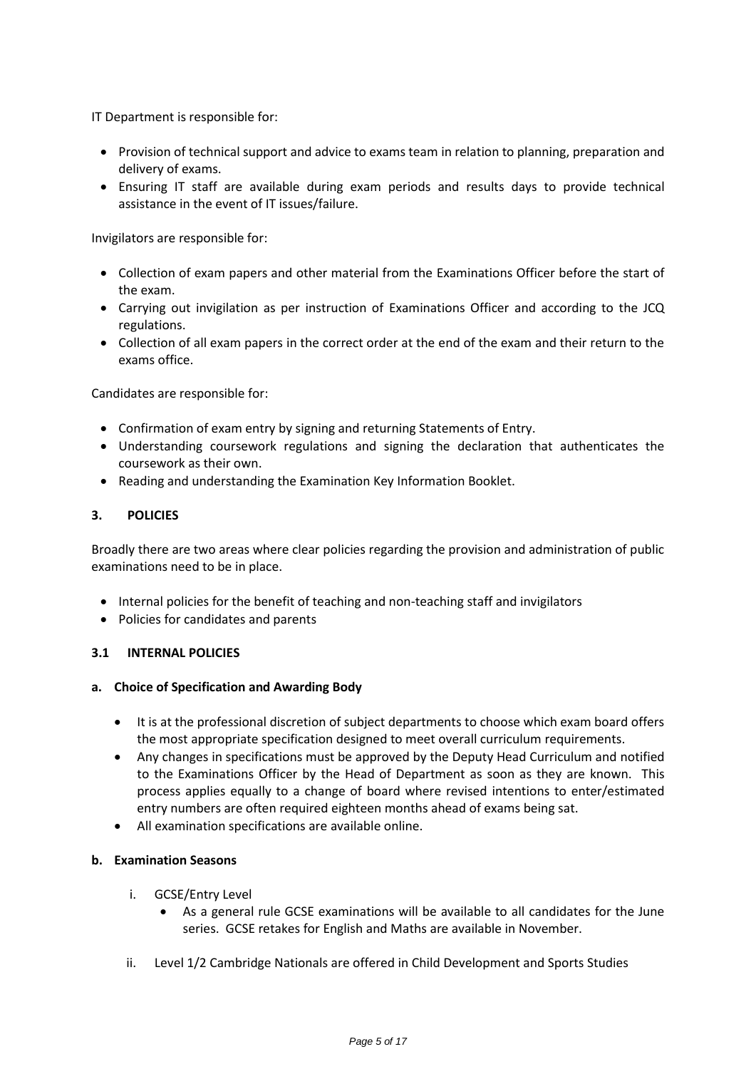IT Department is responsible for:

- Provision of technical support and advice to exams team in relation to planning, preparation and delivery of exams.
- Ensuring IT staff are available during exam periods and results days to provide technical assistance in the event of IT issues/failure.

Invigilators are responsible for:

- Collection of exam papers and other material from the Examinations Officer before the start of the exam.
- Carrying out invigilation as per instruction of Examinations Officer and according to the JCQ regulations.
- Collection of all exam papers in the correct order at the end of the exam and their return to the exams office.

Candidates are responsible for:

- Confirmation of exam entry by signing and returning Statements of Entry.
- Understanding coursework regulations and signing the declaration that authenticates the coursework as their own.
- Reading and understanding the Examination Key Information Booklet.

## 3. POLICIES

Broadly there are two areas where clear policies regarding the provision and administration of public examinations need to be in place.

- Internal policies for the benefit of teaching and non-teaching staff and invigilators
- Policies for candidates and parents

### 3.1 INTERNAL POLICIES

#### a. Choice of Specification and Awarding Body

- It is at the professional discretion of subject departments to choose which exam board offers the most appropriate specification designed to meet overall curriculum requirements.
- Any changes in specifications must be approved by the Deputy Head Curriculum and notified to the Examinations Officer by the Head of Department as soon as they are known. This process applies equally to a change of board where revised intentions to enter/estimated entry numbers are often required eighteen months ahead of exams being sat.
- All examination specifications are available online.

#### b. Examination Seasons

i. GCSE/Entry Level
   - As a general rule GCSE examinations will be available to all candidates for the June series. GCSE retakes for English and Maths are available in November.

ii. Level 1/2 Cambridge Nationals are offered in Child Development and Sports Studies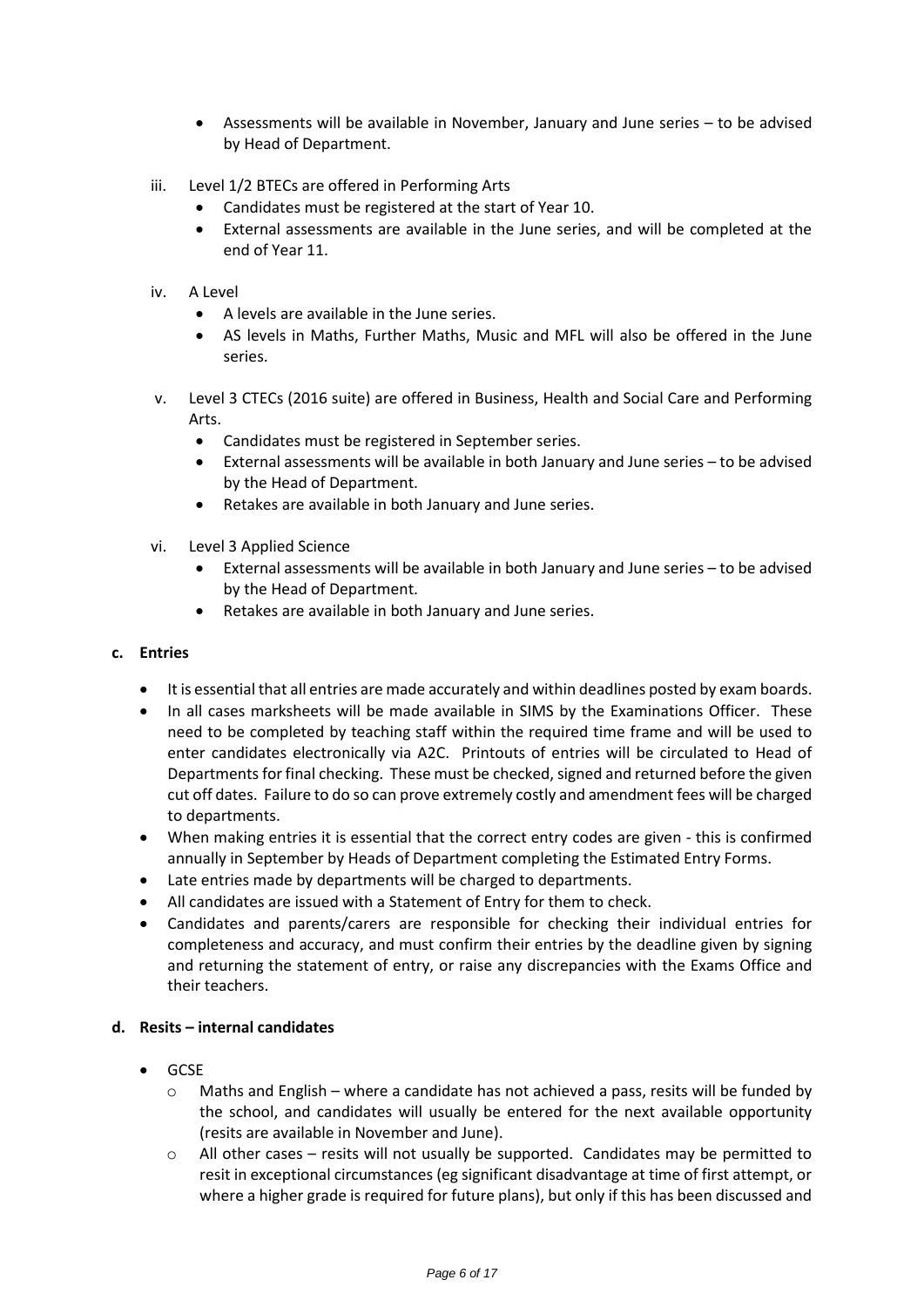- Assessments will be available in November, January and June series – to be advised by Head of Department.

iii. Level 1/2 BTECs are offered in Performing Arts
   - Candidates must be registered at the start of Year 10.
   - External assessments are available in the June series, and will be completed at the end of Year 11.

iv. A Level
   - A levels are available in the June series.
   - AS levels in Maths, Further Maths, Music and MFL will also be offered in the June series.

v. Level 3 CTECs (2016 suite) are offered in Business, Health and Social Care and Performing Arts.
   - Candidates must be registered in September series.
   - External assessments will be available in both January and June series – to be advised by the Head of Department.
   - Retakes are available in both January and June series.

vi. Level 3 Applied Science
   - External assessments will be available in both January and June series – to be advised by the Head of Department.
   - Retakes are available in both January and June series.

**c. Entries**

- It is essential that all entries are made accurately and within deadlines posted by exam boards.
- In all cases marksheets will be made available in SIMS by the Examinations Officer. These need to be completed by teaching staff within the required time frame and will be used to enter candidates electronically via A2C. Printouts of entries will be circulated to Head of Departments for final checking. These must be checked, signed and returned before the given cut off dates. Failure to do so can prove extremely costly and amendment fees will be charged to departments.
- When making entries it is essential that the correct entry codes are given - this is confirmed annually in September by Heads of Department completing the Estimated Entry Forms.
- Late entries made by departments will be charged to departments.
- All candidates are issued with a Statement of Entry for them to check.
- Candidates and parents/carers are responsible for checking their individual entries for completeness and accuracy, and must confirm their entries by the deadline given by signing and returning the statement of entry, or raise any discrepancies with the Exams Office and their teachers.

**d. Resits – internal candidates**

- GCSE
   - Maths and English – where a candidate has not achieved a pass, resits will be funded by the school, and candidates will usually be entered for the next available opportunity (resits are available in November and June).
   - All other cases – resits will not usually be supported. Candidates may be permitted to resit in exceptional circumstances (eg significant disadvantage at time of first attempt, or where a higher grade is required for future plans), but only if this has been discussed and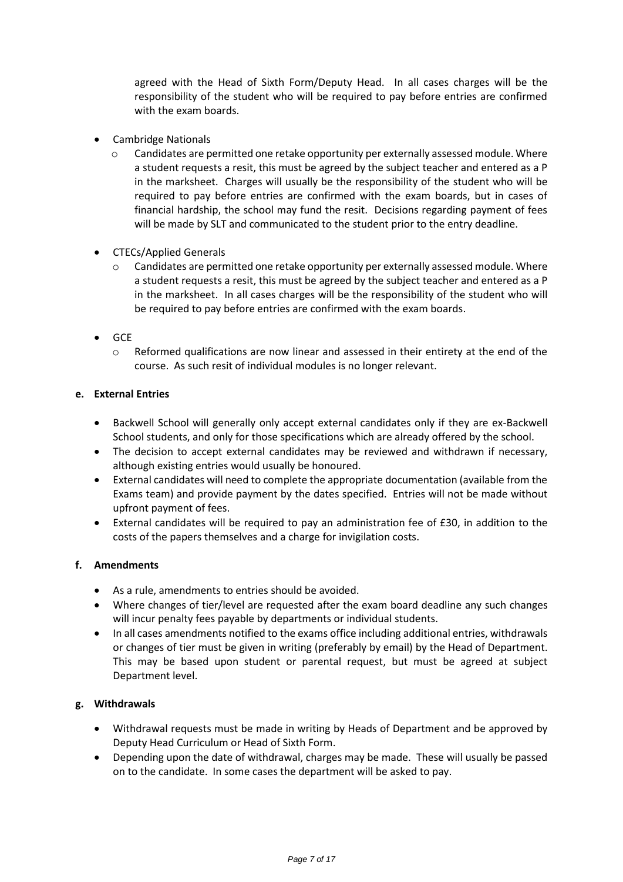agreed with the Head of Sixth Form/Deputy Head. In all cases charges will be the responsibility of the student who will be required to pay before entries are confirmed with the exam boards.

- Cambridge Nationals
  - Candidates are permitted one retake opportunity per externally assessed module. Where a student requests a resit, this must be agreed by the subject teacher and entered as a P in the marksheet. Charges will usually be the responsibility of the student who will be required to pay before entries are confirmed with the exam boards, but in cases of financial hardship, the school may fund the resit. Decisions regarding payment of fees will be made by SLT and communicated to the student prior to the entry deadline.
- CTECs/Applied Generals
  - Candidates are permitted one retake opportunity per externally assessed module. Where a student requests a resit, this must be agreed by the subject teacher and entered as a P in the marksheet. In all cases charges will be the responsibility of the student who will be required to pay before entries are confirmed with the exam boards.
- GCE
  - Reformed qualifications are now linear and assessed in their entirety at the end of the course. As such resit of individual modules is no longer relevant.

**e. External Entries**

- Backwell School will generally only accept external candidates only if they are ex-Backwell School students, and only for those specifications which are already offered by the school.
- The decision to accept external candidates may be reviewed and withdrawn if necessary, although existing entries would usually be honoured.
- External candidates will need to complete the appropriate documentation (available from the Exams team) and provide payment by the dates specified. Entries will not be made without upfront payment of fees.
- External candidates will be required to pay an administration fee of £30, in addition to the costs of the papers themselves and a charge for invigilation costs.

**f. Amendments**

- As a rule, amendments to entries should be avoided.
- Where changes of tier/level are requested after the exam board deadline any such changes will incur penalty fees payable by departments or individual students.
- In all cases amendments notified to the exams office including additional entries, withdrawals or changes of tier must be given in writing (preferably by email) by the Head of Department. This may be based upon student or parental request, but must be agreed at subject Department level.

**g. Withdrawals**

- Withdrawal requests must be made in writing by Heads of Department and be approved by Deputy Head Curriculum or Head of Sixth Form.
- Depending upon the date of withdrawal, charges may be made. These will usually be passed on to the candidate. In some cases the department will be asked to pay.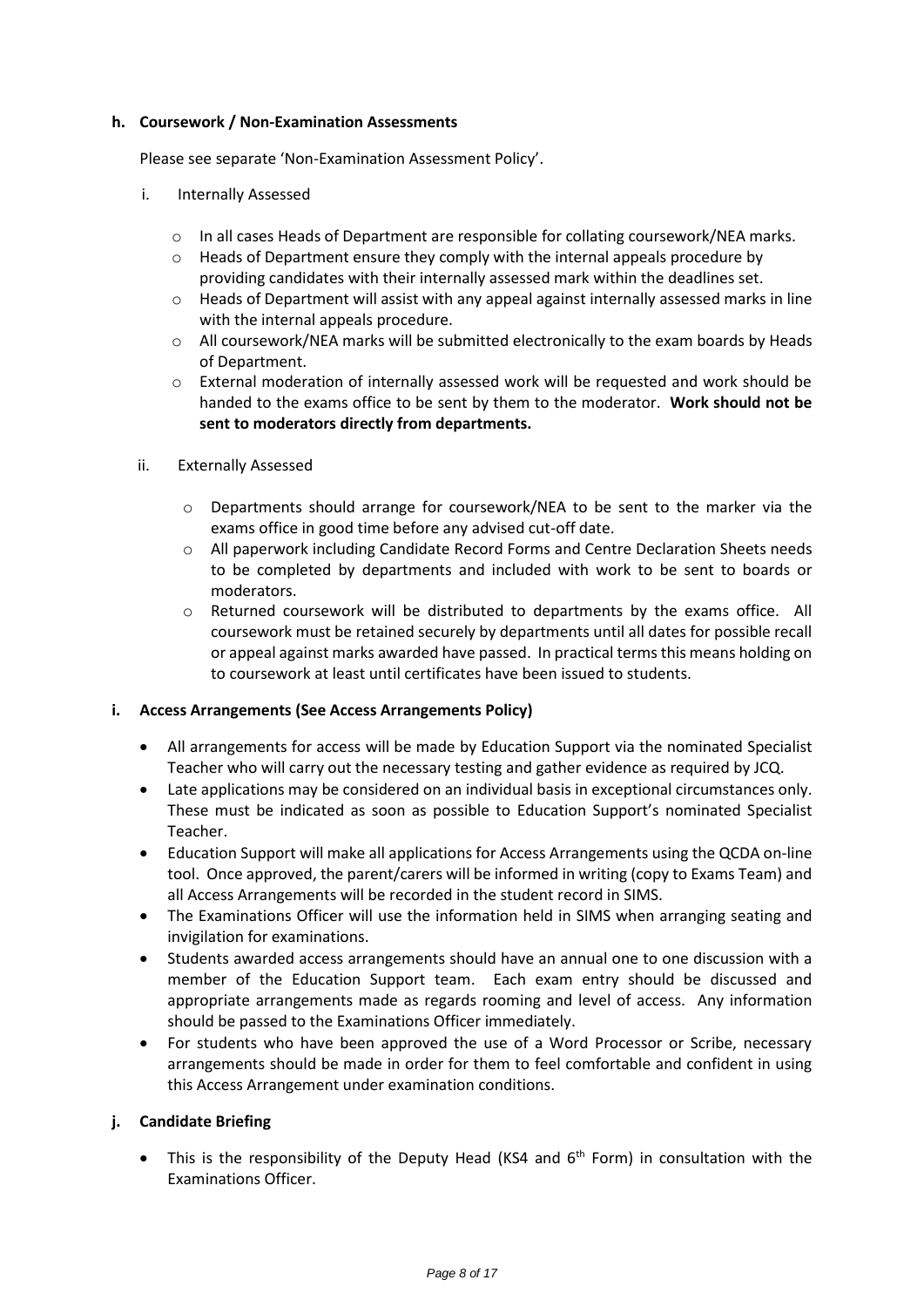**h. Coursework / Non-Examination Assessments**

Please see separate 'Non-Examination Assessment Policy'.

i. Internally Assessed

- In all cases Heads of Department are responsible for collating coursework/NEA marks.
- Heads of Department ensure they comply with the internal appeals procedure by providing candidates with their internally assessed mark within the deadlines set.
- Heads of Department will assist with any appeal against internally assessed marks in line with the internal appeals procedure.
- All coursework/NEA marks will be submitted electronically to the exam boards by Heads of Department.
- External moderation of internally assessed work will be requested and work should be handed to the exams office to be sent by them to the moderator. **Work should not be sent to moderators directly from departments.**

ii. Externally Assessed

- Departments should arrange for coursework/NEA to be sent to the marker via the exams office in good time before any advised cut-off date.
- All paperwork including Candidate Record Forms and Centre Declaration Sheets needs to be completed by departments and included with work to be sent to boards or moderators.
- Returned coursework will be distributed to departments by the exams office. All coursework must be retained securely by departments until all dates for possible recall or appeal against marks awarded have passed. In practical terms this means holding on to coursework at least until certificates have been issued to students.

**i. Access Arrangements (See Access Arrangements Policy)**

- All arrangements for access will be made by Education Support via the nominated Specialist Teacher who will carry out the necessary testing and gather evidence as required by JCQ.
- Late applications may be considered on an individual basis in exceptional circumstances only. These must be indicated as soon as possible to Education Support's nominated Specialist Teacher.
- Education Support will make all applications for Access Arrangements using the QCDA on-line tool. Once approved, the parent/carers will be informed in writing (copy to Exams Team) and all Access Arrangements will be recorded in the student record in SIMS.
- The Examinations Officer will use the information held in SIMS when arranging seating and invigilation for examinations.
- Students awarded access arrangements should have an annual one to one discussion with a member of the Education Support team. Each exam entry should be discussed and appropriate arrangements made as regards rooming and level of access. Any information should be passed to the Examinations Officer immediately.
- For students who have been approved the use of a Word Processor or Scribe, necessary arrangements should be made in order for them to feel comfortable and confident in using this Access Arrangement under examination conditions.

**j. Candidate Briefing**

- This is the responsibility of the Deputy Head (KS4 and 6th Form) in consultation with the Examinations Officer.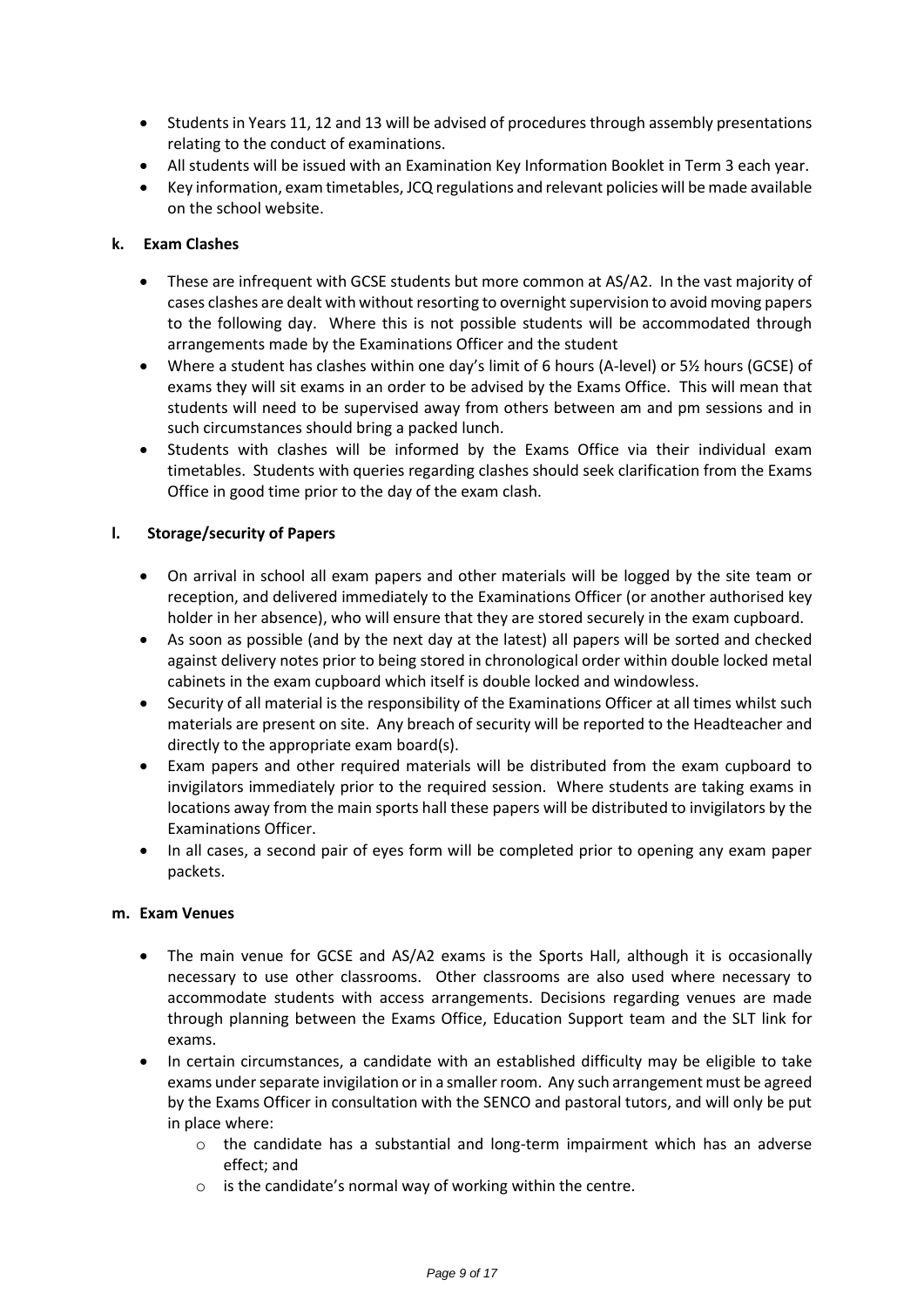- Students in Years 11, 12 and 13 will be advised of procedures through assembly presentations relating to the conduct of examinations.
- All students will be issued with an Examination Key Information Booklet in Term 3 each year.
- Key information, exam timetables, JCQ regulations and relevant policies will be made available on the school website.

#### k. Exam Clashes

- These are infrequent with GCSE students but more common at AS/A2. In the vast majority of cases clashes are dealt with without resorting to overnight supervision to avoid moving papers to the following day. Where this is not possible students will be accommodated through arrangements made by the Examinations Officer and the student
- Where a student has clashes within one day's limit of 6 hours (A-level) or 5½ hours (GCSE) of exams they will sit exams in an order to be advised by the Exams Office. This will mean that students will need to be supervised away from others between am and pm sessions and in such circumstances should bring a packed lunch.
- Students with clashes will be informed by the Exams Office via their individual exam timetables. Students with queries regarding clashes should seek clarification from the Exams Office in good time prior to the day of the exam clash.

#### l. Storage/security of Papers

- On arrival in school all exam papers and other materials will be logged by the site team or reception, and delivered immediately to the Examinations Officer (or another authorised key holder in her absence), who will ensure that they are stored securely in the exam cupboard.
- As soon as possible (and by the next day at the latest) all papers will be sorted and checked against delivery notes prior to being stored in chronological order within double locked metal cabinets in the exam cupboard which itself is double locked and windowless.
- Security of all material is the responsibility of the Examinations Officer at all times whilst such materials are present on site. Any breach of security will be reported to the Headteacher and directly to the appropriate exam board(s).
- Exam papers and other required materials will be distributed from the exam cupboard to invigilators immediately prior to the required session. Where students are taking exams in locations away from the main sports hall these papers will be distributed to invigilators by the Examinations Officer.
- In all cases, a second pair of eyes form will be completed prior to opening any exam paper packets.

#### m. Exam Venues

- The main venue for GCSE and AS/A2 exams is the Sports Hall, although it is occasionally necessary to use other classrooms. Other classrooms are also used where necessary to accommodate students with access arrangements. Decisions regarding venues are made through planning between the Exams Office, Education Support team and the SLT link for exams.
- In certain circumstances, a candidate with an established difficulty may be eligible to take exams under separate invigilation or in a smaller room. Any such arrangement must be agreed by the Exams Officer in consultation with the SENCO and pastoral tutors, and will only be put in place where:
  - the candidate has a substantial and long-term impairment which has an adverse effect; and
  - is the candidate's normal way of working within the centre.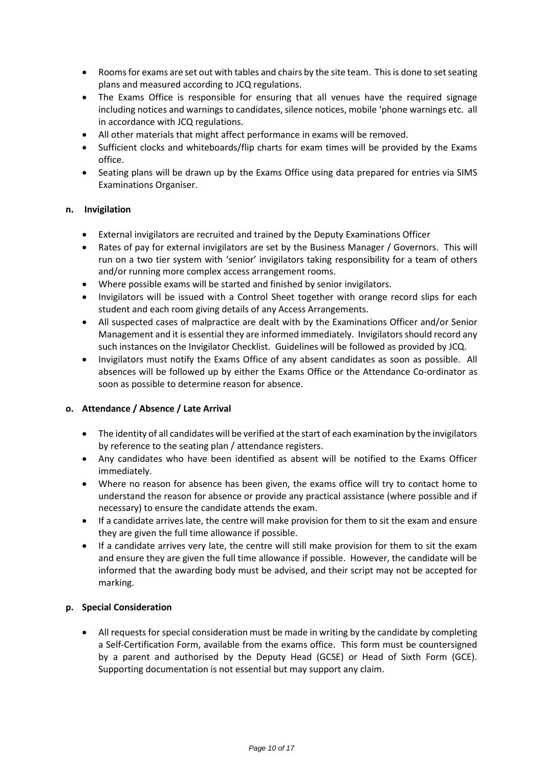- Rooms for exams are set out with tables and chairs by the site team. This is done to set seating plans and measured according to JCQ regulations.
- The Exams Office is responsible for ensuring that all venues have the required signage including notices and warnings to candidates, silence notices, mobile 'phone warnings etc. all in accordance with JCQ regulations.
- All other materials that might affect performance in exams will be removed.
- Sufficient clocks and whiteboards/flip charts for exam times will be provided by the Exams office.
- Seating plans will be drawn up by the Exams Office using data prepared for entries via SIMS Examinations Organiser.

**n. Invigilation**

- External invigilators are recruited and trained by the Deputy Examinations Officer
- Rates of pay for external invigilators are set by the Business Manager / Governors. This will run on a two tier system with 'senior' invigilators taking responsibility for a team of others and/or running more complex access arrangement rooms.
- Where possible exams will be started and finished by senior invigilators.
- Invigilators will be issued with a Control Sheet together with orange record slips for each student and each room giving details of any Access Arrangements.
- All suspected cases of malpractice are dealt with by the Examinations Officer and/or Senior Management and it is essential they are informed immediately. Invigilators should record any such instances on the Invigilator Checklist. Guidelines will be followed as provided by JCQ.
- Invigilators must notify the Exams Office of any absent candidates as soon as possible. All absences will be followed up by either the Exams Office or the Attendance Co-ordinator as soon as possible to determine reason for absence.

**o. Attendance / Absence / Late Arrival**

- The identity of all candidates will be verified at the start of each examination by the invigilators by reference to the seating plan / attendance registers.
- Any candidates who have been identified as absent will be notified to the Exams Officer immediately.
- Where no reason for absence has been given, the exams office will try to contact home to understand the reason for absence or provide any practical assistance (where possible and if necessary) to ensure the candidate attends the exam.
- If a candidate arrives late, the centre will make provision for them to sit the exam and ensure they are given the full time allowance if possible.
- If a candidate arrives very late, the centre will still make provision for them to sit the exam and ensure they are given the full time allowance if possible. However, the candidate will be informed that the awarding body must be advised, and their script may not be accepted for marking.

**p. Special Consideration**

- All requests for special consideration must be made in writing by the candidate by completing a Self-Certification Form, available from the exams office. This form must be countersigned by a parent and authorised by the Deputy Head (GCSE) or Head of Sixth Form (GCE). Supporting documentation is not essential but may support any claim.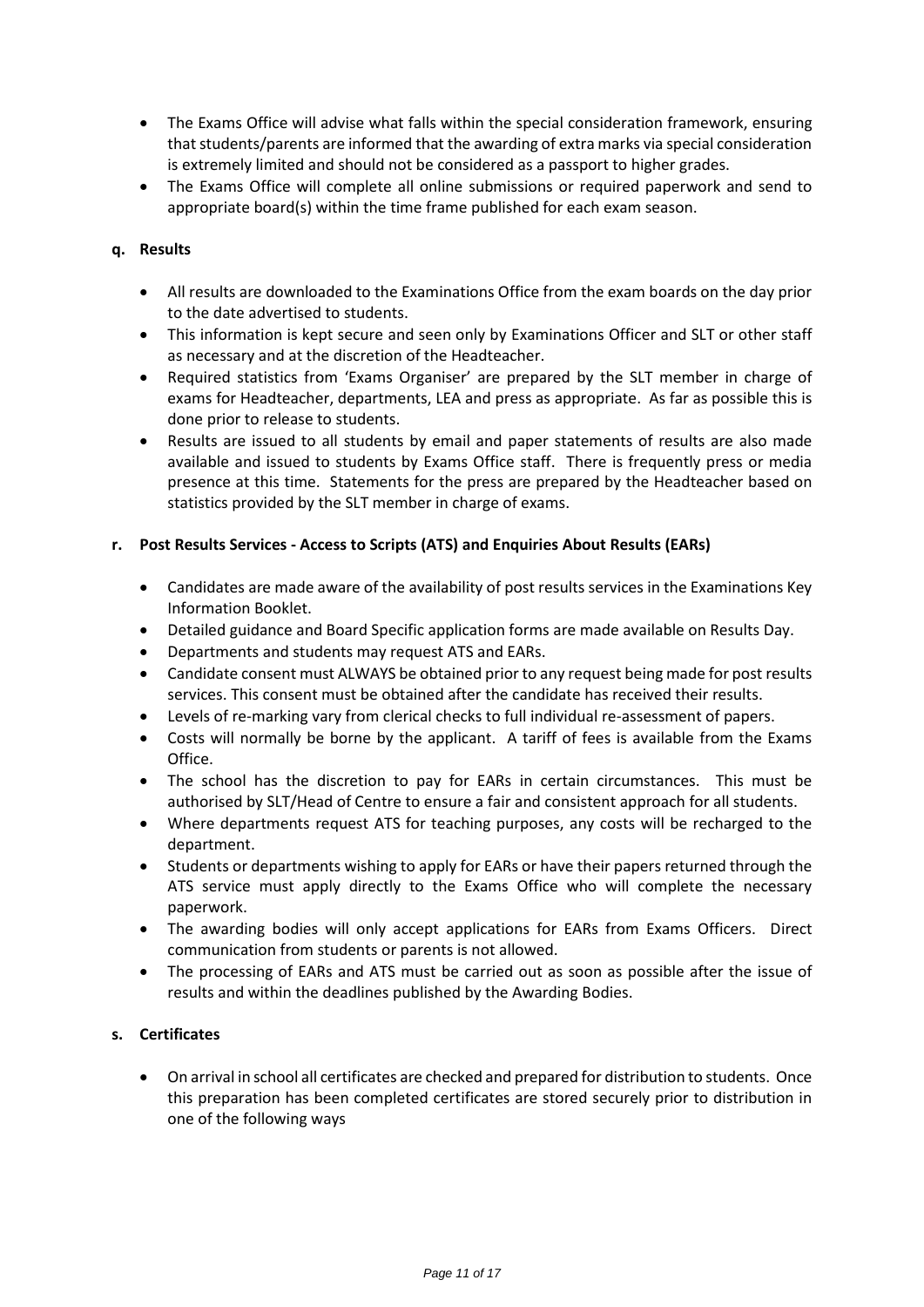- The Exams Office will advise what falls within the special consideration framework, ensuring that students/parents are informed that the awarding of extra marks via special consideration is extremely limited and should not be considered as a passport to higher grades.
- The Exams Office will complete all online submissions or required paperwork and send to appropriate board(s) within the time frame published for each exam season.

**q. Results**

- All results are downloaded to the Examinations Office from the exam boards on the day prior to the date advertised to students.
- This information is kept secure and seen only by Examinations Officer and SLT or other staff as necessary and at the discretion of the Headteacher.
- Required statistics from 'Exams Organiser' are prepared by the SLT member in charge of exams for Headteacher, departments, LEA and press as appropriate. As far as possible this is done prior to release to students.
- Results are issued to all students by email and paper statements of results are also made available and issued to students by Exams Office staff. There is frequently press or media presence at this time. Statements for the press are prepared by the Headteacher based on statistics provided by the SLT member in charge of exams.

**r. Post Results Services - Access to Scripts (ATS) and Enquiries About Results (EARs)**

- Candidates are made aware of the availability of post results services in the Examinations Key Information Booklet.
- Detailed guidance and Board Specific application forms are made available on Results Day.
- Departments and students may request ATS and EARs.
- Candidate consent must ALWAYS be obtained prior to any request being made for post results services. This consent must be obtained after the candidate has received their results.
- Levels of re-marking vary from clerical checks to full individual re-assessment of papers.
- Costs will normally be borne by the applicant. A tariff of fees is available from the Exams Office.
- The school has the discretion to pay for EARs in certain circumstances. This must be authorised by SLT/Head of Centre to ensure a fair and consistent approach for all students.
- Where departments request ATS for teaching purposes, any costs will be recharged to the department.
- Students or departments wishing to apply for EARs or have their papers returned through the ATS service must apply directly to the Exams Office who will complete the necessary paperwork.
- The awarding bodies will only accept applications for EARs from Exams Officers. Direct communication from students or parents is not allowed.
- The processing of EARs and ATS must be carried out as soon as possible after the issue of results and within the deadlines published by the Awarding Bodies.

**s. Certificates**

- On arrival in school all certificates are checked and prepared for distribution to students. Once this preparation has been completed certificates are stored securely prior to distribution in one of the following ways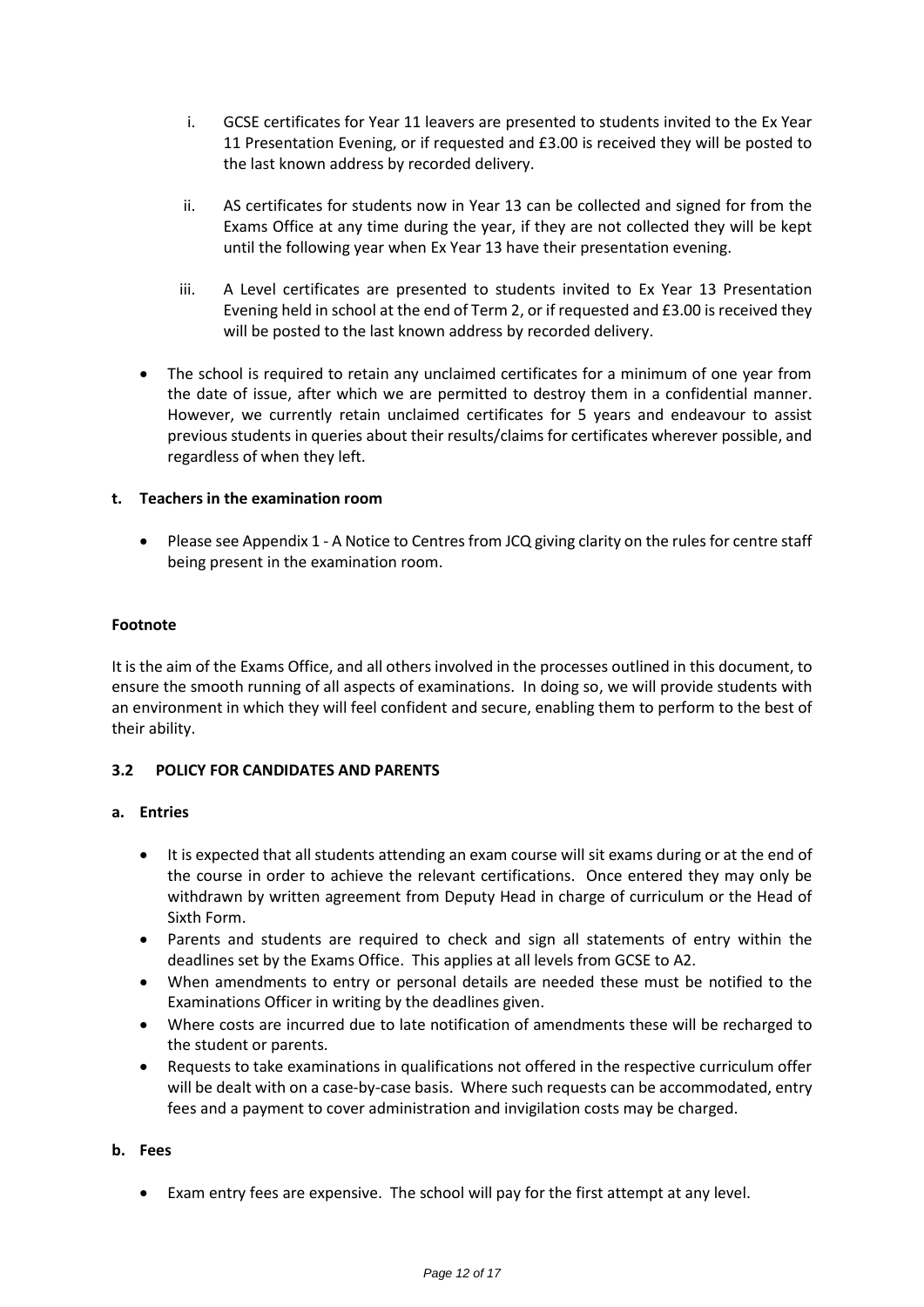i. GCSE certificates for Year 11 leavers are presented to students invited to the Ex Year 11 Presentation Evening, or if requested and £3.00 is received they will be posted to the last known address by recorded delivery.

ii. AS certificates for students now in Year 13 can be collected and signed for from the Exams Office at any time during the year, if they are not collected they will be kept until the following year when Ex Year 13 have their presentation evening.

iii. A Level certificates are presented to students invited to Ex Year 13 Presentation Evening held in school at the end of Term 2, or if requested and £3.00 is received they will be posted to the last known address by recorded delivery.

- The school is required to retain any unclaimed certificates for a minimum of one year from the date of issue, after which we are permitted to destroy them in a confidential manner. However, we currently retain unclaimed certificates for 5 years and endeavour to assist previous students in queries about their results/claims for certificates wherever possible, and regardless of when they left.

**t. Teachers in the examination room**

- Please see Appendix 1 - A Notice to Centres from JCQ giving clarity on the rules for centre staff being present in the examination room.

**Footnote**

It is the aim of the Exams Office, and all others involved in the processes outlined in this document, to ensure the smooth running of all aspects of examinations. In doing so, we will provide students with an environment in which they will feel confident and secure, enabling them to perform to the best of their ability.

### 3.2 POLICY FOR CANDIDATES AND PARENTS

**a. Entries**

- It is expected that all students attending an exam course will sit exams during or at the end of the course in order to achieve the relevant certifications. Once entered they may only be withdrawn by written agreement from Deputy Head in charge of curriculum or the Head of Sixth Form.
- Parents and students are required to check and sign all statements of entry within the deadlines set by the Exams Office. This applies at all levels from GCSE to A2.
- When amendments to entry or personal details are needed these must be notified to the Examinations Officer in writing by the deadlines given.
- Where costs are incurred due to late notification of amendments these will be recharged to the student or parents.
- Requests to take examinations in qualifications not offered in the respective curriculum offer will be dealt with on a case-by-case basis. Where such requests can be accommodated, entry fees and a payment to cover administration and invigilation costs may be charged.

**b. Fees**

- Exam entry fees are expensive. The school will pay for the first attempt at any level.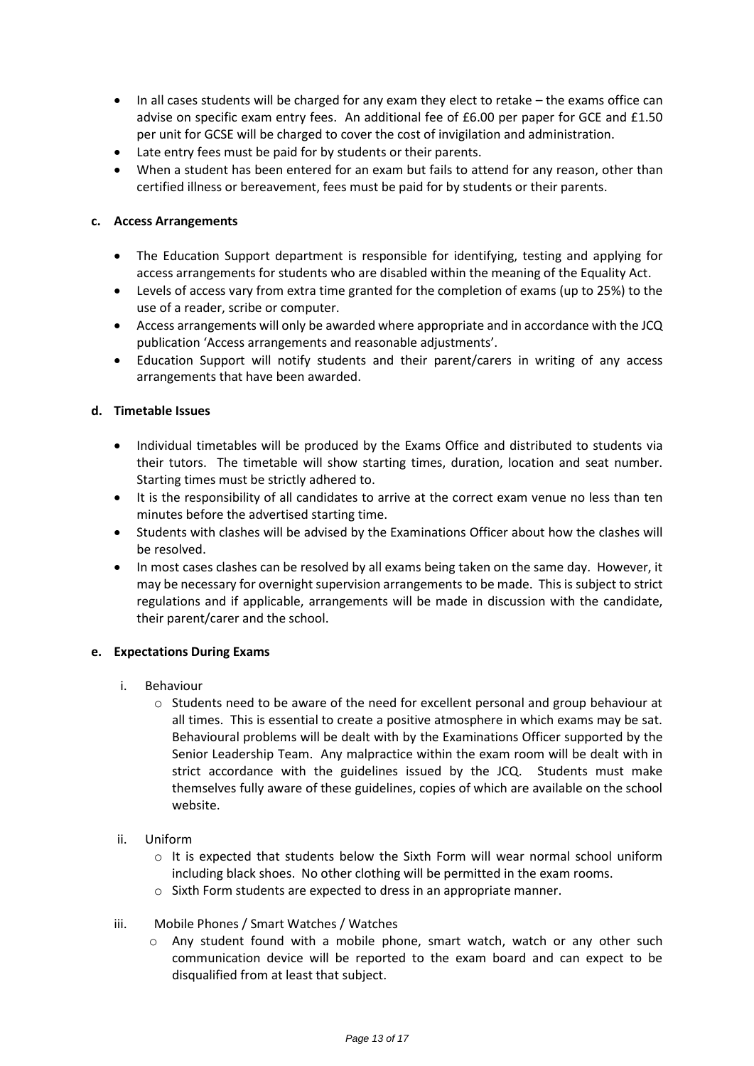- In all cases students will be charged for any exam they elect to retake – the exams office can advise on specific exam entry fees. An additional fee of £6.00 per paper for GCE and £1.50 per unit for GCSE will be charged to cover the cost of invigilation and administration.
- Late entry fees must be paid for by students or their parents.
- When a student has been entered for an exam but fails to attend for any reason, other than certified illness or bereavement, fees must be paid for by students or their parents.

**c. Access Arrangements**

- The Education Support department is responsible for identifying, testing and applying for access arrangements for students who are disabled within the meaning of the Equality Act.
- Levels of access vary from extra time granted for the completion of exams (up to 25%) to the use of a reader, scribe or computer.
- Access arrangements will only be awarded where appropriate and in accordance with the JCQ publication 'Access arrangements and reasonable adjustments'.
- Education Support will notify students and their parent/carers in writing of any access arrangements that have been awarded.

**d. Timetable Issues**

- Individual timetables will be produced by the Exams Office and distributed to students via their tutors. The timetable will show starting times, duration, location and seat number. Starting times must be strictly adhered to.
- It is the responsibility of all candidates to arrive at the correct exam venue no less than ten minutes before the advertised starting time.
- Students with clashes will be advised by the Examinations Officer about how the clashes will be resolved.
- In most cases clashes can be resolved by all exams being taken on the same day. However, it may be necessary for overnight supervision arrangements to be made. This is subject to strict regulations and if applicable, arrangements will be made in discussion with the candidate, their parent/carer and the school.

**e. Expectations During Exams**

i. Behaviour
   - Students need to be aware of the need for excellent personal and group behaviour at all times. This is essential to create a positive atmosphere in which exams may be sat. Behavioural problems will be dealt with by the Examinations Officer supported by the Senior Leadership Team. Any malpractice within the exam room will be dealt with in strict accordance with the guidelines issued by the JCQ. Students must make themselves fully aware of these guidelines, copies of which are available on the school website.

ii. Uniform
   - It is expected that students below the Sixth Form will wear normal school uniform including black shoes. No other clothing will be permitted in the exam rooms.
   - Sixth Form students are expected to dress in an appropriate manner.

iii. Mobile Phones / Smart Watches / Watches
   - Any student found with a mobile phone, smart watch, watch or any other such communication device will be reported to the exam board and can expect to be disqualified from at least that subject.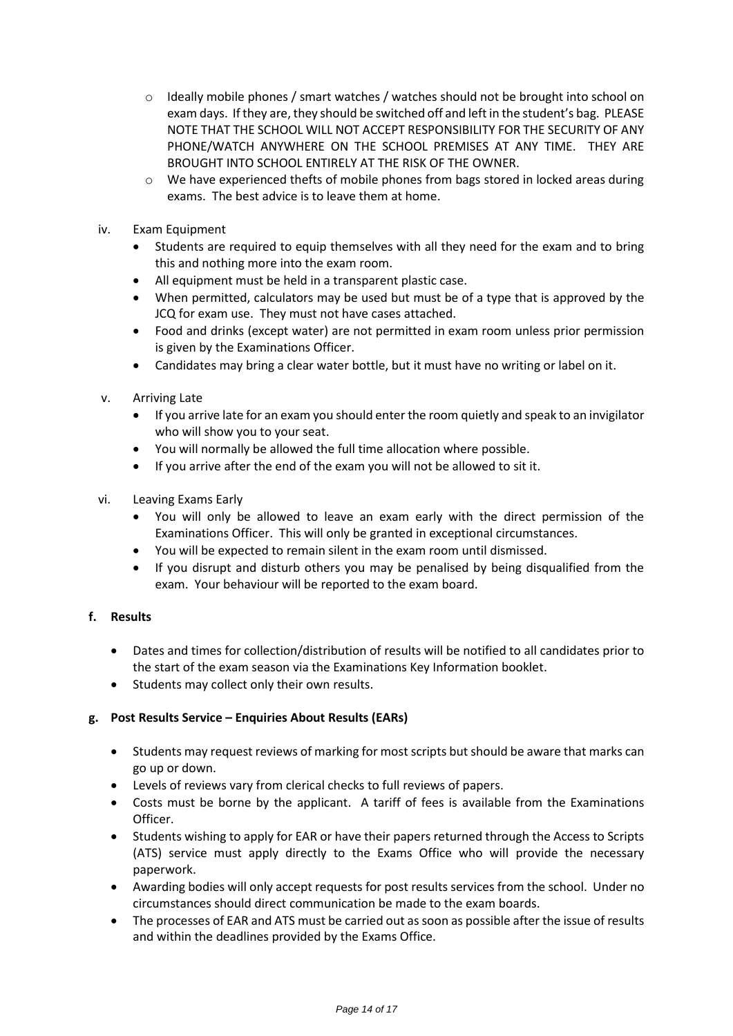- Ideally mobile phones / smart watches / watches should not be brought into school on exam days. If they are, they should be switched off and left in the student's bag. PLEASE NOTE THAT THE SCHOOL WILL NOT ACCEPT RESPONSIBILITY FOR THE SECURITY OF ANY PHONE/WATCH ANYWHERE ON THE SCHOOL PREMISES AT ANY TIME. THEY ARE BROUGHT INTO SCHOOL ENTIRELY AT THE RISK OF THE OWNER.
- We have experienced thefts of mobile phones from bags stored in locked areas during exams. The best advice is to leave them at home.

iv. Exam Equipment

- Students are required to equip themselves with all they need for the exam and to bring this and nothing more into the exam room.
- All equipment must be held in a transparent plastic case.
- When permitted, calculators may be used but must be of a type that is approved by the JCQ for exam use. They must not have cases attached.
- Food and drinks (except water) are not permitted in exam room unless prior permission is given by the Examinations Officer.
- Candidates may bring a clear water bottle, but it must have no writing or label on it.

v. Arriving Late

- If you arrive late for an exam you should enter the room quietly and speak to an invigilator who will show you to your seat.
- You will normally be allowed the full time allocation where possible.
- If you arrive after the end of the exam you will not be allowed to sit it.

vi. Leaving Exams Early

- You will only be allowed to leave an exam early with the direct permission of the Examinations Officer. This will only be granted in exceptional circumstances.
- You will be expected to remain silent in the exam room until dismissed.
- If you disrupt and disturb others you may be penalised by being disqualified from the exam. Your behaviour will be reported to the exam board.

**f. Results**

- Dates and times for collection/distribution of results will be notified to all candidates prior to the start of the exam season via the Examinations Key Information booklet.
- Students may collect only their own results.

**g. Post Results Service – Enquiries About Results (EARs)**

- Students may request reviews of marking for most scripts but should be aware that marks can go up or down.
- Levels of reviews vary from clerical checks to full reviews of papers.
- Costs must be borne by the applicant. A tariff of fees is available from the Examinations Officer.
- Students wishing to apply for EAR or have their papers returned through the Access to Scripts (ATS) service must apply directly to the Exams Office who will provide the necessary paperwork.
- Awarding bodies will only accept requests for post results services from the school. Under no circumstances should direct communication be made to the exam boards.
- The processes of EAR and ATS must be carried out as soon as possible after the issue of results and within the deadlines provided by the Exams Office.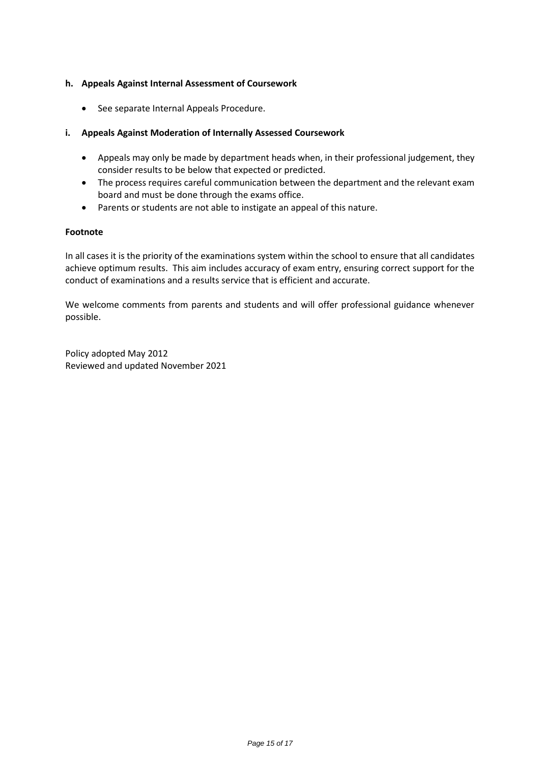**h. Appeals Against Internal Assessment of Coursework**

- See separate Internal Appeals Procedure.

**i. Appeals Against Moderation of Internally Assessed Coursework**

- Appeals may only be made by department heads when, in their professional judgement, they consider results to be below that expected or predicted.
- The process requires careful communication between the department and the relevant exam board and must be done through the exams office.
- Parents or students are not able to instigate an appeal of this nature.

**Footnote**

In all cases it is the priority of the examinations system within the school to ensure that all candidates achieve optimum results. This aim includes accuracy of exam entry, ensuring correct support for the conduct of examinations and a results service that is efficient and accurate.

We welcome comments from parents and students and will offer professional guidance whenever possible.

Policy adopted May 2012
Reviewed and updated November 2021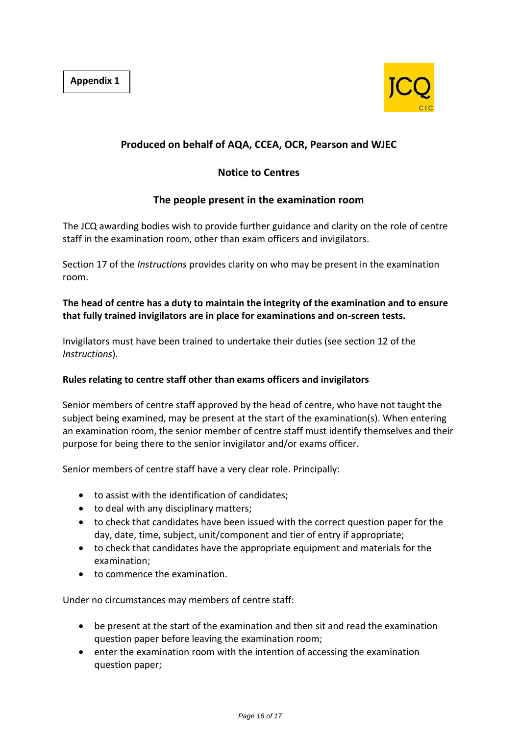**Appendix 1**

JCQ CIC

### Produced on behalf of AQA, CCEA, OCR, Pearson and WJEC

### Notice to Centres

### The people present in the examination room

The JCQ awarding bodies wish to provide further guidance and clarity on the role of centre staff in the examination room, other than exam officers and invigilators.

Section 17 of the *Instructions* provides clarity on who may be present in the examination room.

**The head of centre has a duty to maintain the integrity of the examination and to ensure that fully trained invigilators are in place for examinations and on-screen tests.**

Invigilators must have been trained to undertake their duties (see section 12 of the *Instructions*).

**Rules relating to centre staff other than exams officers and invigilators**

Senior members of centre staff approved by the head of centre, who have not taught the subject being examined, may be present at the start of the examination(s). When entering an examination room, the senior member of centre staff must identify themselves and their purpose for being there to the senior invigilator and/or exams officer.

Senior members of centre staff have a very clear role. Principally:

- to assist with the identification of candidates;
- to deal with any disciplinary matters;
- to check that candidates have been issued with the correct question paper for the day, date, time, subject, unit/component and tier of entry if appropriate;
- to check that candidates have the appropriate equipment and materials for the examination;
- to commence the examination.

Under no circumstances may members of centre staff:

- be present at the start of the examination and then sit and read the examination question paper before leaving the examination room;
- enter the examination room with the intention of accessing the examination question paper;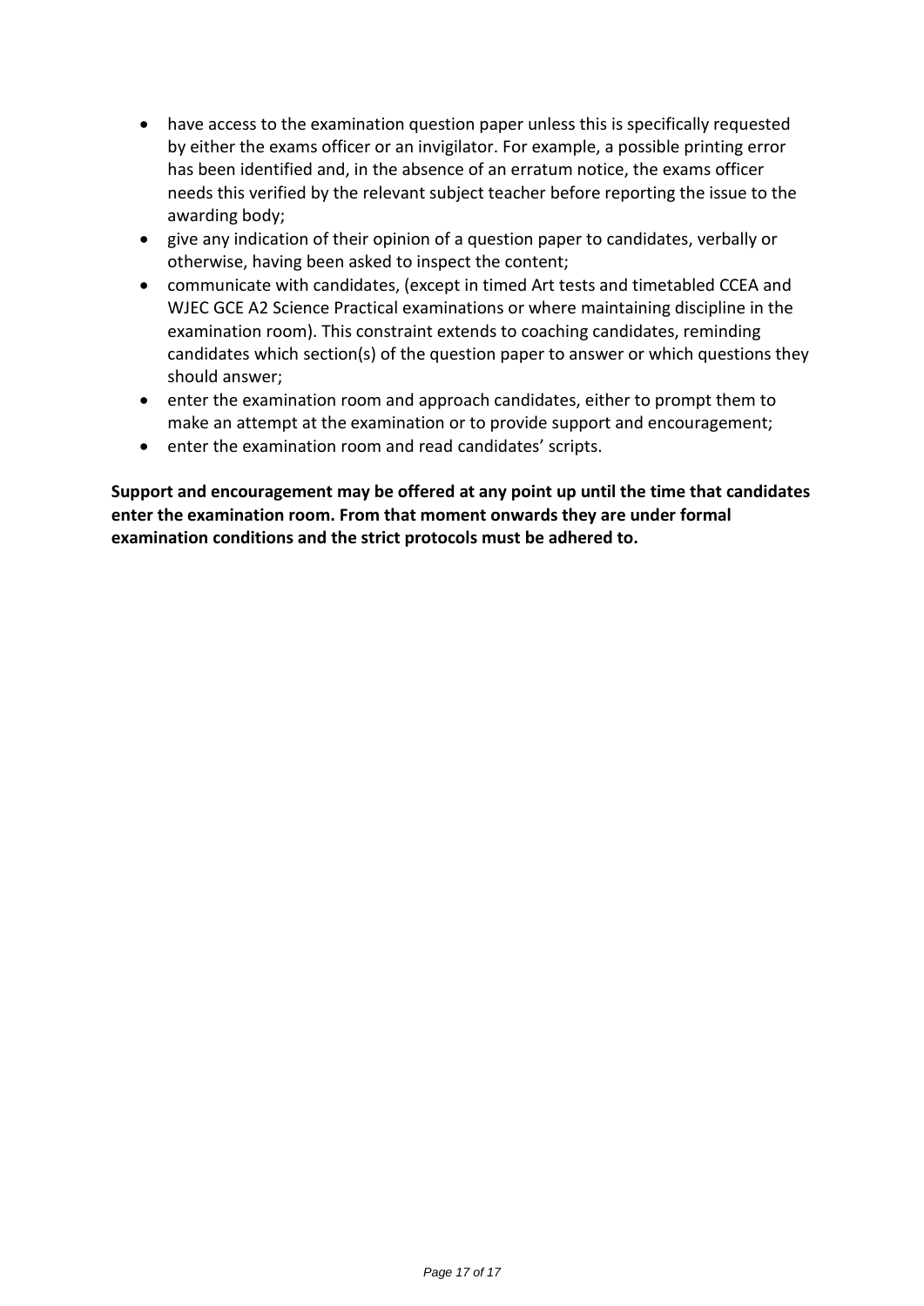- have access to the examination question paper unless this is specifically requested by either the exams officer or an invigilator. For example, a possible printing error has been identified and, in the absence of an erratum notice, the exams officer needs this verified by the relevant subject teacher before reporting the issue to the awarding body;
- give any indication of their opinion of a question paper to candidates, verbally or otherwise, having been asked to inspect the content;
- communicate with candidates, (except in timed Art tests and timetabled CCEA and WJEC GCE A2 Science Practical examinations or where maintaining discipline in the examination room). This constraint extends to coaching candidates, reminding candidates which section(s) of the question paper to answer or which questions they should answer;
- enter the examination room and approach candidates, either to prompt them to make an attempt at the examination or to provide support and encouragement;
- enter the examination room and read candidates' scripts.

**Support and encouragement may be offered at any point up until the time that candidates enter the examination room. From that moment onwards they are under formal examination conditions and the strict protocols must be adhered to.**